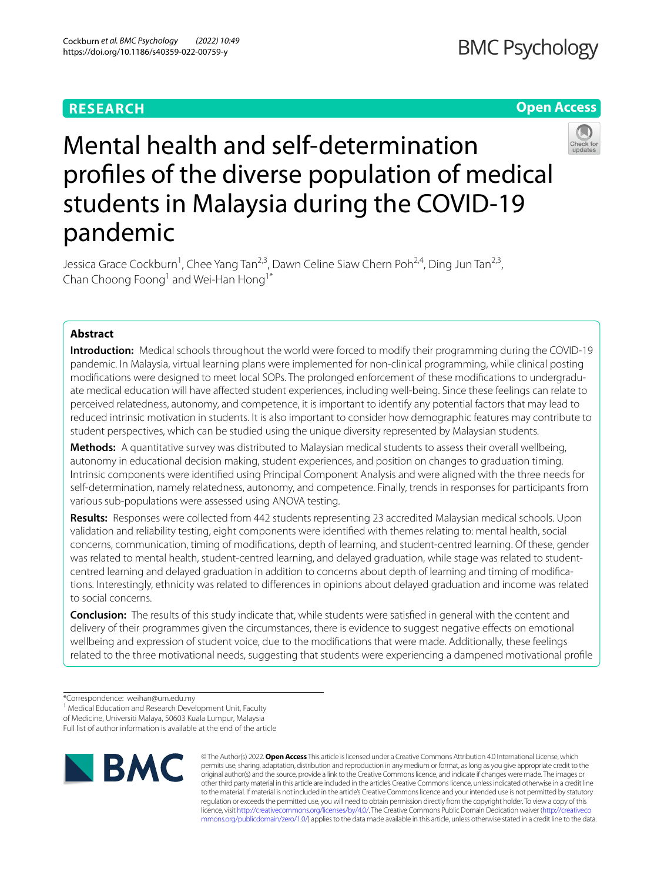RESEARCH

Open Access

# Mental health and self-determination profiles of the diverse population of medical students in Malaysia during the COVID-19 pandemic

Jessica Grace Cockburn[1], Chee Yang Tan[2,3], Dawn Celine Siaw Chern Poh[2,4], Ding Jun Tan[2,3], Chan Choong Foong[1] and Wei-Han Hong[1*]

## Abstract

**Introduction:** Medical schools throughout the world were forced to modify their programming during the COVID-19 pandemic. In Malaysia, virtual learning plans were implemented for non-clinical programming, while clinical posting modifications were designed to meet local SOPs. The prolonged enforcement of these modifications to undergraduate medical education will have affected student experiences, including well-being. Since these feelings can relate to perceived relatedness, autonomy, and competence, it is important to identify any potential factors that may lead to reduced intrinsic motivation in students. It is also important to consider how demographic features may contribute to student perspectives, which can be studied using the unique diversity represented by Malaysian students.

**Methods:** A quantitative survey was distributed to Malaysian medical students to assess their overall wellbeing, autonomy in educational decision making, student experiences, and position on changes to graduation timing. Intrinsic components were identified using Principal Component Analysis and were aligned with the three needs for self-determination, namely relatedness, autonomy, and competence. Finally, trends in responses for participants from various sub-populations were assessed using ANOVA testing.

**Results:** Responses were collected from 442 students representing 23 accredited Malaysian medical schools. Upon validation and reliability testing, eight components were identified with themes relating to: mental health, social concerns, communication, timing of modifications, depth of learning, and student-centred learning. Of these, gender was related to mental health, student-centred learning, and delayed graduation, while stage was related to student-centred learning and delayed graduation in addition to concerns about depth of learning and timing of modifications. Interestingly, ethnicity was related to differences in opinions about delayed graduation and income was related to social concerns.

**Conclusion:** The results of this study indicate that, while students were satisfied in general with the content and delivery of their programmes given the circumstances, there is evidence to suggest negative effects on emotional wellbeing and expression of student voice, due to the modifications that were made. Additionally, these feelings related to the three motivational needs, suggesting that students were experiencing a dampened motivational profile

*Correspondence: weihan@um.edu.my

[1] Medical Education and Research Development Unit, Faculty of Medicine, Universiti Malaya, 50603 Kuala Lumpur, Malaysia

Full list of author information is available at the end of the article

© The Author(s) 2022. **Open Access** This article is licensed under a Creative Commons Attribution 4.0 International License, which permits use, sharing, adaptation, distribution and reproduction in any medium or format, as long as you give appropriate credit to the original author(s) and the source, provide a link to the Creative Commons licence, and indicate if changes were made. The images or other third party material in this article are included in the article's Creative Commons licence, unless indicated otherwise in a credit line to the material. If material is not included in the article's Creative Commons licence and your intended use is not permitted by statutory regulation or exceeds the permitted use, you will need to obtain permission directly from the copyright holder. To view a copy of this licence, visit http://creativecommons.org/licenses/by/4.0/. The Creative Commons Public Domain Dedication waiver (http://creativecommons.org/publicdomain/zero/1.0/) applies to the data made available in this article, unless otherwise stated in a credit line to the data.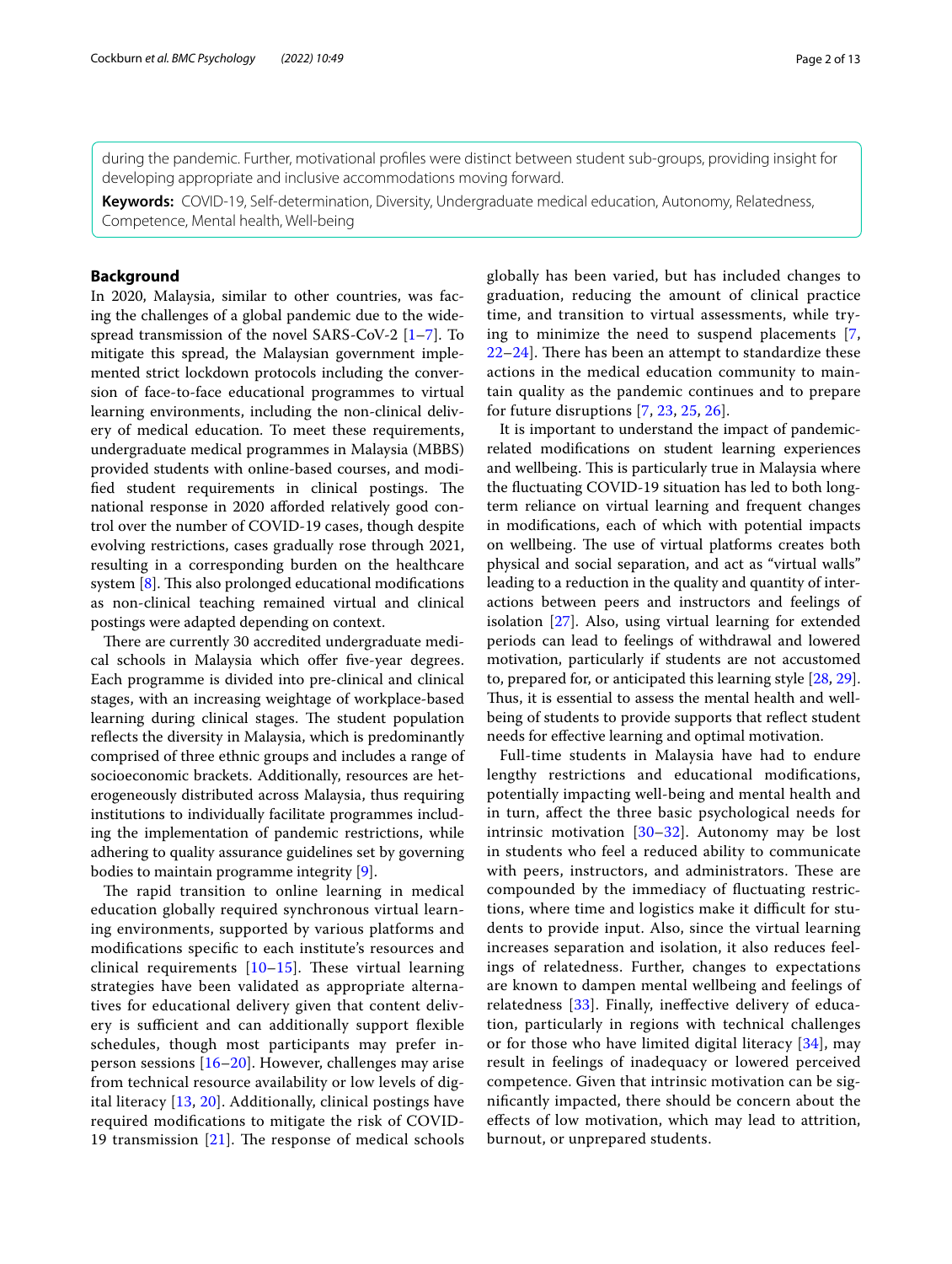during the pandemic. Further, motivational profiles were distinct between student sub-groups, providing insight for developing appropriate and inclusive accommodations moving forward.

**Keywords:** COVID-19, Self-determination, Diversity, Undergraduate medical education, Autonomy, Relatedness, Competence, Mental health, Well-being

## Background

In 2020, Malaysia, similar to other countries, was facing the challenges of a global pandemic due to the widespread transmission of the novel SARS-CoV-2 [1–7]. To mitigate this spread, the Malaysian government implemented strict lockdown protocols including the conversion of face-to-face educational programmes to virtual learning environments, including the non-clinical delivery of medical education. To meet these requirements, undergraduate medical programmes in Malaysia (MBBS) provided students with online-based courses, and modified student requirements in clinical postings. The national response in 2020 afforded relatively good control over the number of COVID-19 cases, though despite evolving restrictions, cases gradually rose through 2021, resulting in a corresponding burden on the healthcare system [8]. This also prolonged educational modifications as non-clinical teaching remained virtual and clinical postings were adapted depending on context.

There are currently 30 accredited undergraduate medical schools in Malaysia which offer five-year degrees. Each programme is divided into pre-clinical and clinical stages, with an increasing weightage of workplace-based learning during clinical stages. The student population reflects the diversity in Malaysia, which is predominantly comprised of three ethnic groups and includes a range of socioeconomic brackets. Additionally, resources are heterogeneously distributed across Malaysia, thus requiring institutions to individually facilitate programmes including the implementation of pandemic restrictions, while adhering to quality assurance guidelines set by governing bodies to maintain programme integrity [9].

The rapid transition to online learning in medical education globally required synchronous virtual learning environments, supported by various platforms and modifications specific to each institute's resources and clinical requirements [10–15]. These virtual learning strategies have been validated as appropriate alternatives for educational delivery given that content delivery is sufficient and can additionally support flexible schedules, though most participants may prefer in-person sessions [16–20]. However, challenges may arise from technical resource availability or low levels of digital literacy [13, 20]. Additionally, clinical postings have required modifications to mitigate the risk of COVID-19 transmission [21]. The response of medical schools globally has been varied, but has included changes to graduation, reducing the amount of clinical practice time, and transition to virtual assessments, while trying to minimize the need to suspend placements [7, 22–24]. There has been an attempt to standardize these actions in the medical education community to maintain quality as the pandemic continues and to prepare for future disruptions [7, 23, 25, 26].

It is important to understand the impact of pandemic-related modifications on student learning experiences and wellbeing. This is particularly true in Malaysia where the fluctuating COVID-19 situation has led to both long-term reliance on virtual learning and frequent changes in modifications, each of which with potential impacts on wellbeing. The use of virtual platforms creates both physical and social separation, and act as "virtual walls" leading to a reduction in the quality and quantity of interactions between peers and instructors and feelings of isolation [27]. Also, using virtual learning for extended periods can lead to feelings of withdrawal and lowered motivation, particularly if students are not accustomed to, prepared for, or anticipated this learning style [28, 29]. Thus, it is essential to assess the mental health and wellbeing of students to provide supports that reflect student needs for effective learning and optimal motivation.

Full-time students in Malaysia have had to endure lengthy restrictions and educational modifications, potentially impacting well-being and mental health and in turn, affect the three basic psychological needs for intrinsic motivation [30–32]. Autonomy may be lost in students who feel a reduced ability to communicate with peers, instructors, and administrators. These are compounded by the immediacy of fluctuating restrictions, where time and logistics make it difficult for students to provide input. Also, since the virtual learning increases separation and isolation, it also reduces feelings of relatedness. Further, changes to expectations are known to dampen mental wellbeing and feelings of relatedness [33]. Finally, ineffective delivery of education, particularly in regions with technical challenges or for those who have limited digital literacy [34], may result in feelings of inadequacy or lowered perceived competence. Given that intrinsic motivation can be significantly impacted, there should be concern about the effects of low motivation, which may lead to attrition, burnout, or unprepared students.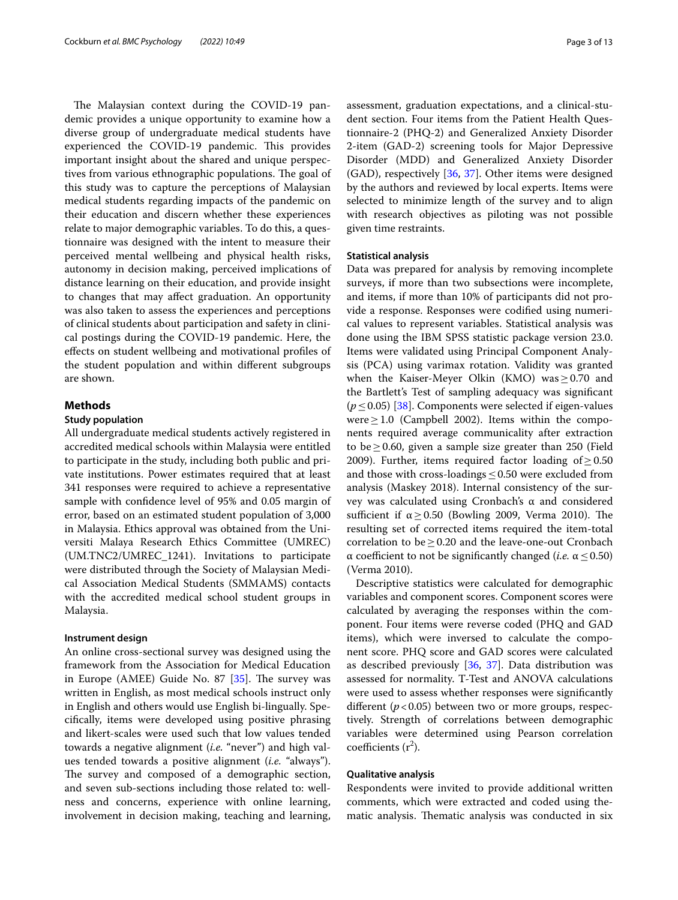The Malaysian context during the COVID-19 pandemic provides a unique opportunity to examine how a diverse group of undergraduate medical students have experienced the COVID-19 pandemic. This provides important insight about the shared and unique perspectives from various ethnographic populations. The goal of this study was to capture the perceptions of Malaysian medical students regarding impacts of the pandemic on their education and discern whether these experiences relate to major demographic variables. To do this, a questionnaire was designed with the intent to measure their perceived mental wellbeing and physical health risks, autonomy in decision making, perceived implications of distance learning on their education, and provide insight to changes that may affect graduation. An opportunity was also taken to assess the experiences and perceptions of clinical students about participation and safety in clinical postings during the COVID-19 pandemic. Here, the effects on student wellbeing and motivational profiles of the student population and within different subgroups are shown.

## Methods

### Study population

All undergraduate medical students actively registered in accredited medical schools within Malaysia were entitled to participate in the study, including both public and private institutions. Power estimates required that at least 341 responses were required to achieve a representative sample with confidence level of 95% and 0.05 margin of error, based on an estimated student population of 3,000 in Malaysia. Ethics approval was obtained from the Universiti Malaya Research Ethics Committee (UMREC) (UM.TNC2/UMREC_1241). Invitations to participate were distributed through the Society of Malaysian Medical Association Medical Students (SMMAMS) contacts with the accredited medical school student groups in Malaysia.

#### Instrument design

An online cross-sectional survey was designed using the framework from the Association for Medical Education in Europe (AMEE) Guide No. 87 [35]. The survey was written in English, as most medical schools instruct only in English and others would use English bi-lingually. Specifically, items were developed using positive phrasing and likert-scales were used such that low values tended towards a negative alignment (*i.e.* "never") and high values tended towards a positive alignment (*i.e.* "always"). The survey and composed of a demographic section, and seven sub-sections including those related to: wellness and concerns, experience with online learning, involvement in decision making, teaching and learning, assessment, graduation expectations, and a clinical-student section. Four items from the Patient Health Questionnaire-2 (PHQ-2) and Generalized Anxiety Disorder 2-item (GAD-2) screening tools for Major Depressive Disorder (MDD) and Generalized Anxiety Disorder (GAD), respectively [36, 37]. Other items were designed by the authors and reviewed by local experts. Items were selected to minimize length of the survey and to align with research objectives as piloting was not possible given time restraints.

#### Statistical analysis

Data was prepared for analysis by removing incomplete surveys, if more than two subsections were incomplete, and items, if more than 10% of participants did not provide a response. Responses were codified using numerical values to represent variables. Statistical analysis was done using the IBM SPSS statistic package version 23.0. Items were validated using Principal Component Analysis (PCA) using varimax rotation. Validity was granted when the Kaiser-Meyer Olkin (KMO) was $\geq 0.70$ and the Bartlett's Test of sampling adequacy was significant ($p \leq 0.05$) [38]. Components were selected if eigen-values were $\geq 1.0$ (Campbell 2002). Items within the components required average communicality after extraction to be $\geq 0.60$, given a sample size greater than 250 (Field 2009). Further, items required factor loading of $\geq 0.50$ and those with cross-loadings $\leq 0.50$ were excluded from analysis (Maskey 2018). Internal consistency of the survey was calculated using Cronbach's α and considered sufficient if $\alpha \geq 0.50$ (Bowling 2009, Verma 2010). The resulting set of corrected items required the item-total correlation to be $\geq 0.20$ and the leave-one-out Cronbach α coefficient to not be significantly changed (*i.e.* $\alpha \leq 0.50$) (Verma 2010).

Descriptive statistics were calculated for demographic variables and component scores. Component scores were calculated by averaging the responses within the component. Four items were reverse coded (PHQ and GAD items), which were inversed to calculate the component score. PHQ score and GAD scores were calculated as described previously [36, 37]. Data distribution was assessed for normality. T-Test and ANOVA calculations were used to assess whether responses were significantly different ($p < 0.05$) between two or more groups, respectively. Strength of correlations between demographic variables were determined using Pearson correlation coefficients ($r^2$).

#### Qualitative analysis

Respondents were invited to provide additional written comments, which were extracted and coded using thematic analysis. Thematic analysis was conducted in six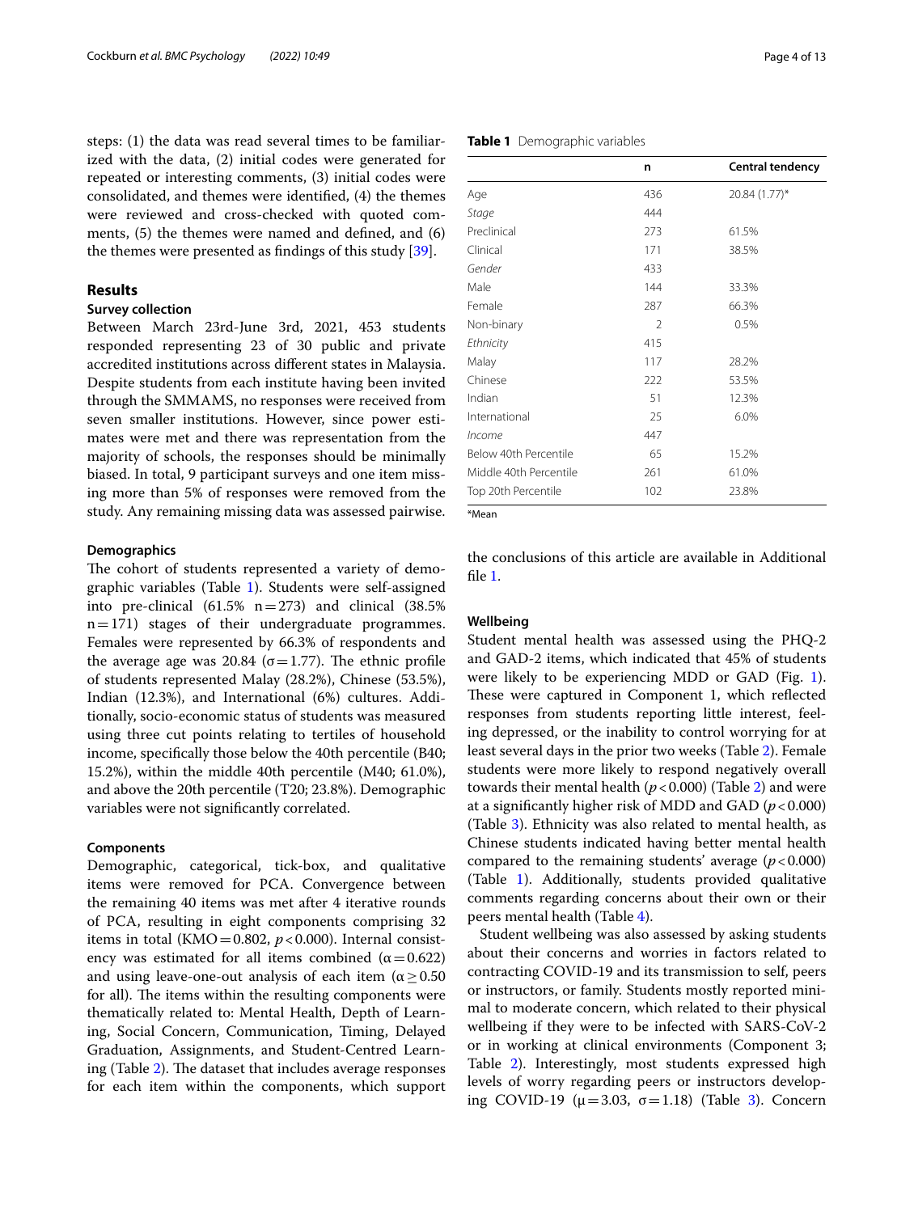steps: (1) the data was read several times to be familiarized with the data, (2) initial codes were generated for repeated or interesting comments, (3) initial codes were consolidated, and themes were identified, (4) the themes were reviewed and cross-checked with quoted comments, (5) the themes were named and defined, and (6) the themes were presented as findings of this study [39].

## Results

### Survey collection

Between March 23rd-June 3rd, 2021, 453 students responded representing 23 of 30 public and private accredited institutions across different states in Malaysia. Despite students from each institute having been invited through the SMMAMS, no responses were received from seven smaller institutions. However, since power estimates were met and there was representation from the majority of schools, the responses should be minimally biased. In total, 9 participant surveys and one item missing more than 5% of responses were removed from the study. Any remaining missing data was assessed pairwise.

### Demographics

The cohort of students represented a variety of demographic variables (Table 1). Students were self-assigned into pre-clinical (61.5% $n=273$) and clinical (38.5% $n=171$) stages of their undergraduate programmes. Females were represented by 66.3% of respondents and the average age was 20.84 ($\sigma=1.77$). The ethnic profile of students represented Malay (28.2%), Chinese (53.5%), Indian (12.3%), and International (6%) cultures. Additionally, socio-economic status of students was measured using three cut points relating to tertiles of household income, specifically those below the 40th percentile (B40; 15.2%), within the middle 40th percentile (M40; 61.0%), and above the 20th percentile (T20; 23.8%). Demographic variables were not significantly correlated.

**Table 1** Demographic variables

| | n | Central tendency |
|---|---|---|
| Age | 436 | 20.84 (1.77)* |
| *Stage* | 444 | |
| Preclinical | 273 | 61.5% |
| Clinical | 171 | 38.5% |
| *Gender* | 433 | |
| Male | 144 | 33.3% |
| Female | 287 | 66.3% |
| Non-binary | 2 | 0.5% |
| *Ethnicity* | 415 | |
| Malay | 117 | 28.2% |
| Chinese | 222 | 53.5% |
| Indian | 51 | 12.3% |
| International | 25 | 6.0% |
| *Income* | 447 | |
| Below 40th Percentile | 65 | 15.2% |
| Middle 40th Percentile | 261 | 61.0% |
| Top 20th Percentile | 102 | 23.8% |

*Mean

### Components

Demographic, categorical, tick-box, and qualitative items were removed for PCA. Convergence between the remaining 40 items was met after 4 iterative rounds of PCA, resulting in eight components comprising 32 items in total (KMO $=0.802$, $p<0.000$). Internal consistency was estimated for all items combined ($\alpha=0.622$) and using leave-one-out analysis of each item ($\alpha \geq 0.50$ for all). The items within the resulting components were thematically related to: Mental Health, Depth of Learning, Social Concern, Communication, Timing, Delayed Graduation, Assignments, and Student-Centred Learning (Table 2). The dataset that includes average responses for each item within the components, which support the conclusions of this article are available in Additional file 1.

### Wellbeing

Student mental health was assessed using the PHQ-2 and GAD-2 items, which indicated that 45% of students were likely to be experiencing MDD or GAD (Fig. 1). These were captured in Component 1, which reflected responses from students reporting little interest, feeling depressed, or the inability to control worrying for at least several days in the prior two weeks (Table 2). Female students were more likely to respond negatively overall towards their mental health ($p<0.000$) (Table 2) and were at a significantly higher risk of MDD and GAD ($p<0.000$) (Table 3). Ethnicity was also related to mental health, as Chinese students indicated having better mental health compared to the remaining students' average ($p<0.000$) (Table 1). Additionally, students provided qualitative comments regarding concerns about their own or their peers mental health (Table 4).

Student wellbeing was also assessed by asking students about their concerns and worries in factors related to contracting COVID-19 and its transmission to self, peers or instructors, or family. Students mostly reported minimal to moderate concern, which related to their physical wellbeing if they were to be infected with SARS-CoV-2 or in working at clinical environments (Component 3; Table 2). Interestingly, most students expressed high levels of worry regarding peers or instructors developing COVID-19 ($\mu=3.03$, $\sigma=1.18$) (Table 3). Concern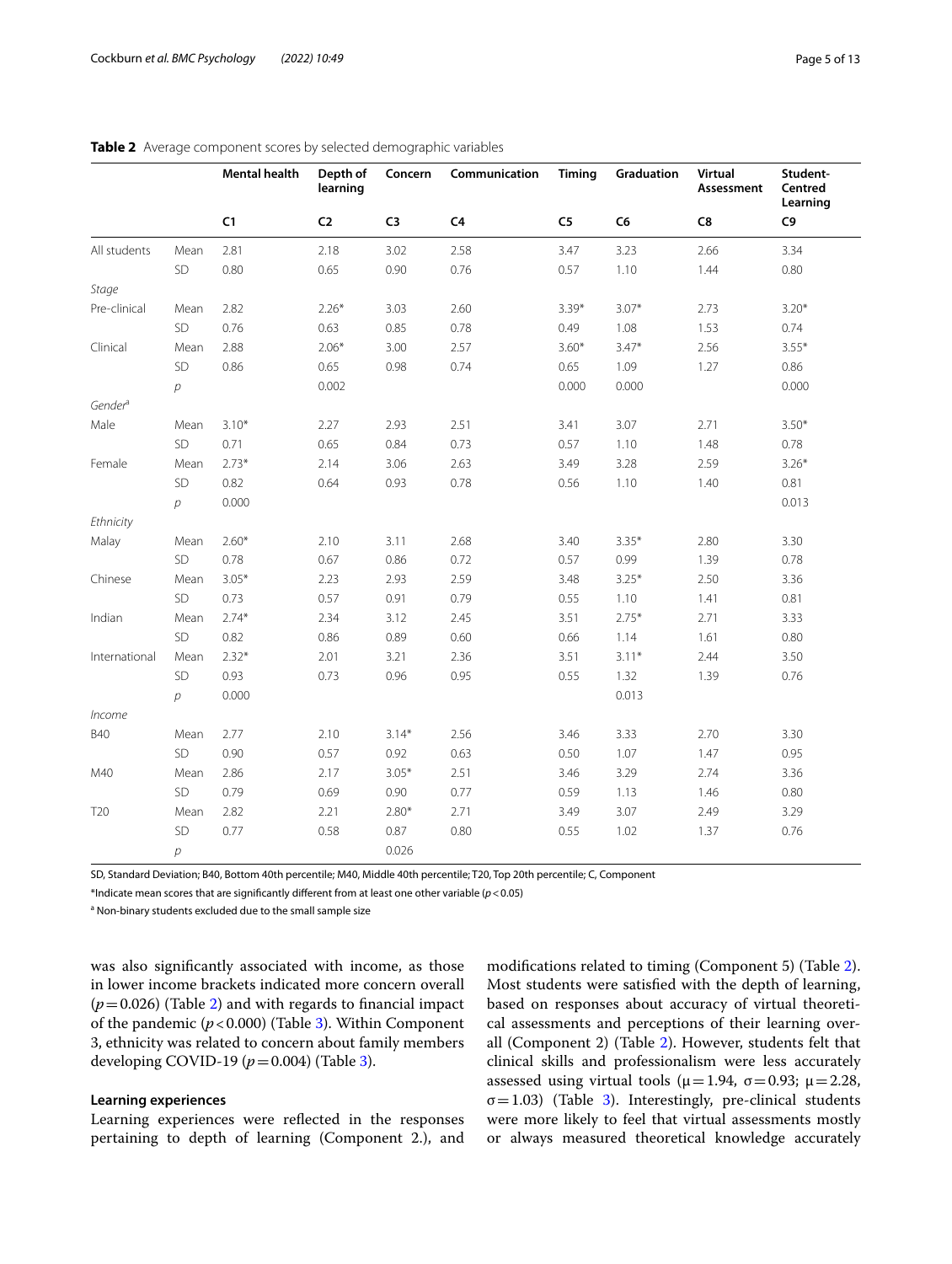**Table 2** Average component scores by selected demographic variables

| | | Mental health | Depth of learning | Concern | Communication | Timing | Graduation | Virtual Assessment | Student-Centred Learning |
|---|---|---|---|---|---|---|---|---|---|
| | | C1 | C2 | C3 | C4 | C5 | C6 | C8 | C9 |
| All students | Mean | 2.81 | 2.18 | 3.02 | 2.58 | 3.47 | 3.23 | 2.66 | 3.34 |
| | SD | 0.80 | 0.65 | 0.90 | 0.76 | 0.57 | 1.10 | 1.44 | 0.80 |
| *Stage* | | | | | | | | | |
| Pre-clinical | Mean | 2.82 | 2.26* | 3.03 | 2.60 | 3.39* | 3.07* | 2.73 | 3.20* |
| | SD | 0.76 | 0.63 | 0.85 | 0.78 | 0.49 | 1.08 | 1.53 | 0.74 |
| Clinical | Mean | 2.88 | 2.06* | 3.00 | 2.57 | 3.60* | 3.47* | 2.56 | 3.55* |
| | SD | 0.86 | 0.65 | 0.98 | 0.74 | 0.65 | 1.09 | 1.27 | 0.86 |
| | *p* | | 0.002 | | | 0.000 | 0.000 | | 0.000 |
| *Gender*[a] | | | | | | | | | |
| Male | Mean | 3.10* | 2.27 | 2.93 | 2.51 | 3.41 | 3.07 | 2.71 | 3.50* |
| | SD | 0.71 | 0.65 | 0.84 | 0.73 | 0.57 | 1.10 | 1.48 | 0.78 |
| Female | Mean | 2.73* | 2.14 | 3.06 | 2.63 | 3.49 | 3.28 | 2.59 | 3.26* |
| | SD | 0.82 | 0.64 | 0.93 | 0.78 | 0.56 | 1.10 | 1.40 | 0.81 |
| | *p* | 0.000 | | | | | | | 0.013 |
| *Ethnicity* | | | | | | | | | |
| Malay | Mean | 2.60* | 2.10 | 3.11 | 2.68 | 3.40 | 3.35* | 2.80 | 3.30 |
| | SD | 0.78 | 0.67 | 0.86 | 0.72 | 0.57 | 0.99 | 1.39 | 0.78 |
| Chinese | Mean | 3.05* | 2.23 | 2.93 | 2.59 | 3.48 | 3.25* | 2.50 | 3.36 |
| | SD | 0.73 | 0.57 | 0.91 | 0.79 | 0.55 | 1.10 | 1.41 | 0.81 |
| Indian | Mean | 2.74* | 2.34 | 3.12 | 2.45 | 3.51 | 2.75* | 2.71 | 3.33 |
| | SD | 0.82 | 0.86 | 0.89 | 0.60 | 0.66 | 1.14 | 1.61 | 0.80 |
| International | Mean | 2.32* | 2.01 | 3.21 | 2.36 | 3.51 | 3.11* | 2.44 | 3.50 |
| | SD | 0.93 | 0.73 | 0.96 | 0.95 | 0.55 | 1.32 | 1.39 | 0.76 |
| | *p* | 0.000 | | | | | 0.013 | | |
| *Income* | | | | | | | | | |
| B40 | Mean | 2.77 | 2.10 | 3.14* | 2.56 | 3.46 | 3.33 | 2.70 | 3.30 |
| | SD | 0.90 | 0.57 | 0.92 | 0.63 | 0.50 | 1.07 | 1.47 | 0.95 |
| M40 | Mean | 2.86 | 2.17 | 3.05* | 2.51 | 3.46 | 3.29 | 2.74 | 3.36 |
| | SD | 0.79 | 0.69 | 0.90 | 0.77 | 0.59 | 1.13 | 1.46 | 0.80 |
| T20 | Mean | 2.82 | 2.21 | 2.80* | 2.71 | 3.49 | 3.07 | 2.49 | 3.29 |
| | SD | 0.77 | 0.58 | 0.87 | 0.80 | 0.55 | 1.02 | 1.37 | 0.76 |
| | *p* | | | 0.026 | | | | | |

SD, Standard Deviation; B40, Bottom 40th percentile; M40, Middle 40th percentile; T20, Top 20th percentile; C, Component

*Indicate mean scores that are significantly different from at least one other variable ($p < 0.05$)

[a] Non-binary students excluded due to the small sample size

was also significantly associated with income, as those in lower income brackets indicated more concern overall ($p = 0.026$) (Table 2) and with regards to financial impact of the pandemic ($p < 0.000$) (Table 3). Within Component 3, ethnicity was related to concern about family members developing COVID-19 ($p = 0.004$) (Table 3).

### Learning experiences

Learning experiences were reflected in the responses pertaining to depth of learning (Component 2.), and modifications related to timing (Component 5) (Table 2). Most students were satisfied with the depth of learning, based on responses about accuracy of virtual theoretical assessments and perceptions of their learning overall (Component 2) (Table 2). However, students felt that clinical skills and professionalism were less accurately assessed using virtual tools ($\mu = 1.94$, $\sigma = 0.93$; $\mu = 2.28$, $\sigma = 1.03$) (Table 3). Interestingly, pre-clinical students were more likely to feel that virtual assessments mostly or always measured theoretical knowledge accurately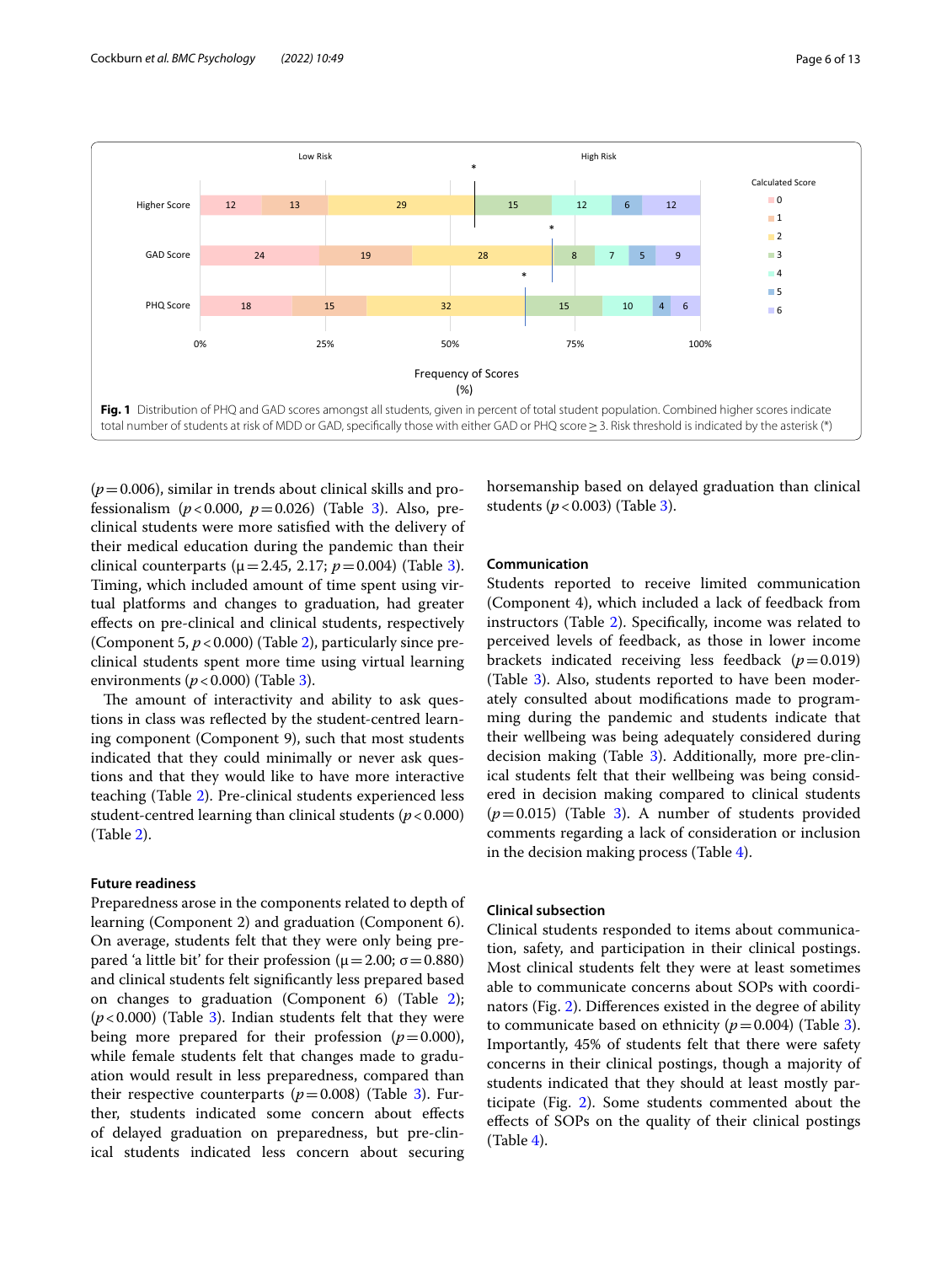Fig. 1 Distribution of PHQ and GAD scores amongst all students, given in percent of total student population. Combined higher scores indicate total number of students at risk of MDD or GAD, specifically those with either GAD or PHQ score ≥ 3. Risk threshold is indicated by the asterisk (*)

($p = 0.006$), similar in trends about clinical skills and professionalism ($p < 0.000$, $p = 0.026$) (Table 3). Also, pre-clinical students were more satisfied with the delivery of their medical education during the pandemic than their clinical counterparts ($\mu = 2.45$, $2.17$; $p = 0.004$) (Table 3). Timing, which included amount of time spent using virtual platforms and changes to graduation, had greater effects on pre-clinical and clinical students, respectively (Component 5, $p < 0.000$) (Table 2), particularly since pre-clinical students spent more time using virtual learning environments ($p < 0.000$) (Table 3).

The amount of interactivity and ability to ask questions in class was reflected by the student-centred learning component (Component 9), such that most students indicated that they could minimally or never ask questions and that they would like to have more interactive teaching (Table 2). Pre-clinical students experienced less student-centred learning than clinical students ($p < 0.000$) (Table 2).

### Future readiness

Preparedness arose in the components related to depth of learning (Component 2) and graduation (Component 6). On average, students felt that they were only being prepared 'a little bit' for their profession ($\mu = 2.00$; $\sigma = 0.880$) and clinical students felt significantly less prepared based on changes to graduation (Component 6) (Table 2); ($p < 0.000$) (Table 3). Indian students felt that they were being more prepared for their profession ($p = 0.000$), while female students felt that changes made to graduation would result in less preparedness, compared than their respective counterparts ($p = 0.008$) (Table 3). Further, students indicated some concern about effects of delayed graduation on preparedness, but pre-clinical students indicated less concern about securing horsemanship based on delayed graduation than clinical students ($p < 0.003$) (Table 3).

### Communication

Students reported to receive limited communication (Component 4), which included a lack of feedback from instructors (Table 2). Specifically, income was related to perceived levels of feedback, as those in lower income brackets indicated receiving less feedback ($p = 0.019$) (Table 3). Also, students reported to have been moderately consulted about modifications made to programming during the pandemic and students indicate that their wellbeing was being adequately considered during decision making (Table 3). Additionally, more pre-clinical students felt that their wellbeing was being considered in decision making compared to clinical students ($p = 0.015$) (Table 3). A number of students provided comments regarding a lack of consideration or inclusion in the decision making process (Table 4).

### Clinical subsection

Clinical students responded to items about communication, safety, and participation in their clinical postings. Most clinical students felt they were at least sometimes able to communicate concerns about SOPs with coordinators (Fig. 2). Differences existed in the degree of ability to communicate based on ethnicity ($p = 0.004$) (Table 3). Importantly, 45% of students felt that there were safety concerns in their clinical postings, though a majority of students indicated that they should at least mostly participate (Fig. 2). Some students commented about the effects of SOPs on the quality of their clinical postings (Table 4).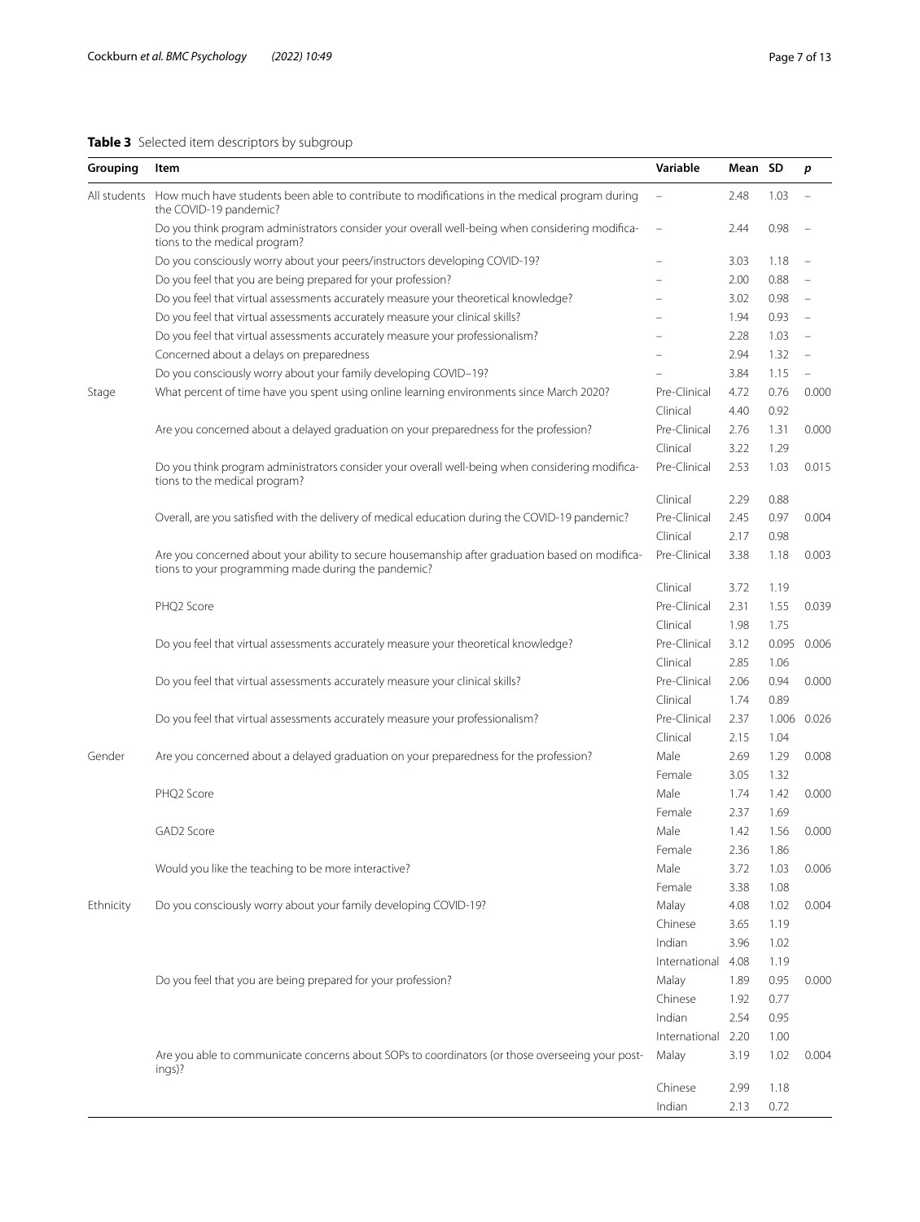**Table 3** Selected item descriptors by subgroup

| Grouping | Item | Variable | Mean | SD | p |
|---|---|---|---|---|---|
| All students | How much have students been able to contribute to modifications in the medical program during the COVID-19 pandemic? | – | 2.48 | 1.03 | – |
| | Do you think program administrators consider your overall well-being when considering modifications to the medical program? | – | 2.44 | 0.98 | – |
| | Do you consciously worry about your peers/instructors developing COVID-19? | – | 3.03 | 1.18 | – |
| | Do you feel that you are being prepared for your profession? | – | 2.00 | 0.88 | – |
| | Do you feel that virtual assessments accurately measure your theoretical knowledge? | – | 3.02 | 0.98 | – |
| | Do you feel that virtual assessments accurately measure your clinical skills? | – | 1.94 | 0.93 | – |
| | Do you feel that virtual assessments accurately measure your professionalism? | – | 2.28 | 1.03 | – |
| | Concerned about a delays on preparedness | – | 2.94 | 1.32 | – |
| | Do you consciously worry about your family developing COVID–19? | – | 3.84 | 1.15 | – |
| Stage | What percent of time have you spent using online learning environments since March 2020? | Pre-Clinical | 4.72 | 0.76 | 0.000 |
| | | Clinical | 4.40 | 0.92 | |
| | Are you concerned about a delayed graduation on your preparedness for the profession? | Pre-Clinical | 2.76 | 1.31 | 0.000 |
| | | Clinical | 3.22 | 1.29 | |
| | Do you think program administrators consider your overall well-being when considering modifications to the medical program? | Pre-Clinical | 2.53 | 1.03 | 0.015 |
| | | Clinical | 2.29 | 0.88 | |
| | Overall, are you satisfied with the delivery of medical education during the COVID-19 pandemic? | Pre-Clinical | 2.45 | 0.97 | 0.004 |
| | | Clinical | 2.17 | 0.98 | |
| | Are you concerned about your ability to secure housemanship after graduation based on modifications to your programming made during the pandemic? | Pre-Clinical | 3.38 | 1.18 | 0.003 |
| | | Clinical | 3.72 | 1.19 | |
| | PHQ2 Score | Pre-Clinical | 2.31 | 1.55 | 0.039 |
| | | Clinical | 1.98 | 1.75 | |
| | Do you feel that virtual assessments accurately measure your theoretical knowledge? | Pre-Clinical | 3.12 | 0.095 | 0.006 |
| | | Clinical | 2.85 | 1.06 | |
| | Do you feel that virtual assessments accurately measure your clinical skills? | Pre-Clinical | 2.06 | 0.94 | 0.000 |
| | | Clinical | 1.74 | 0.89 | |
| | Do you feel that virtual assessments accurately measure your professionalism? | Pre-Clinical | 2.37 | 1.006 | 0.026 |
| | | Clinical | 2.15 | 1.04 | |
| Gender | Are you concerned about a delayed graduation on your preparedness for the profession? | Male | 2.69 | 1.29 | 0.008 |
| | | Female | 3.05 | 1.32 | |
| | PHQ2 Score | Male | 1.74 | 1.42 | 0.000 |
| | | Female | 2.37 | 1.69 | |
| | GAD2 Score | Male | 1.42 | 1.56 | 0.000 |
| | | Female | 2.36 | 1.86 | |
| | Would you like the teaching to be more interactive? | Male | 3.72 | 1.03 | 0.006 |
| | | Female | 3.38 | 1.08 | |
| Ethnicity | Do you consciously worry about your family developing COVID-19? | Malay | 4.08 | 1.02 | 0.004 |
| | | Chinese | 3.65 | 1.19 | |
| | | Indian | 3.96 | 1.02 | |
| | | International | 4.08 | 1.19 | |
| | Do you feel that you are being prepared for your profession? | Malay | 1.89 | 0.95 | 0.000 |
| | | Chinese | 1.92 | 0.77 | |
| | | Indian | 2.54 | 0.95 | |
| | | International | 2.20 | 1.00 | |
| | Are you able to communicate concerns about SOPs to coordinators (or those overseeing your postings)? | Malay | 3.19 | 1.02 | 0.004 |
| | | Chinese | 2.99 | 1.18 | |
| | | Indian | 2.13 | 0.72 | |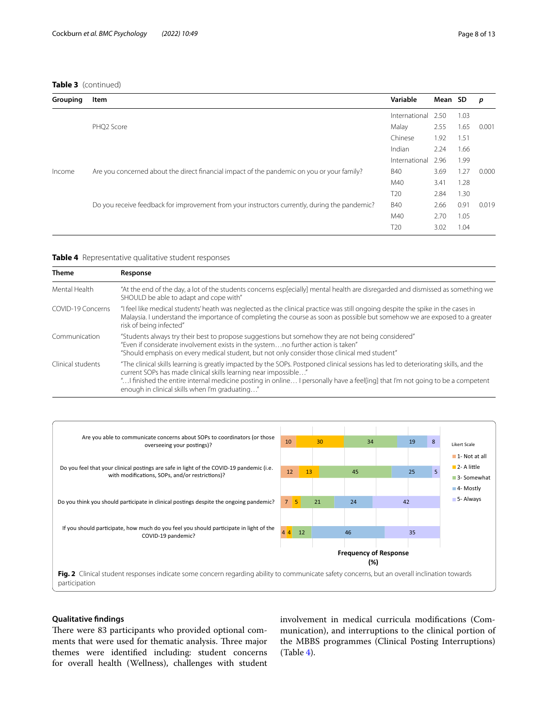**Table 3** (continued)

| Grouping | Item | Variable | Mean | SD | *p* |
|---|---|---|---|---|---|
| | | International | 2.50 | 1.03 | |
| | PHQ2 Score | Malay | 2.55 | 1.65 | 0.001 |
| | | Chinese | 1.92 | 1.51 | |
| | | Indian | 2.24 | 1.66 | |
| | | International | 2.96 | 1.99 | |
| Income | Are you concerned about the direct financial impact of the pandemic on you or your family? | B40 | 3.69 | 1.27 | 0.000 |
| | | M40 | 3.41 | 1.28 | |
| | | T20 | 2.84 | 1.30 | |
| | Do you receive feedback for improvement from your instructors currently, during the pandemic? | B40 | 2.66 | 0.91 | 0.019 |
| | | M40 | 2.70 | 1.05 | |
| | | T20 | 3.02 | 1.04 | |

**Table 4** Representative qualitative student responses

| Theme | Response |
|---|---|
| Mental Health | "At the end of the day, a lot of the students concerns esp[ecially] mental health are disregarded and dismissed as something we SHOULD be able to adapt and cope with" |
| COVID-19 Concerns | "I feel like medical students' heath was neglected as the clinical practice was still ongoing despite the spike in the cases in Malaysia. I understand the importance of completing the course as soon as possible but somehow we are exposed to a greater risk of being infected" |
| Communication | "Students always try their best to propose suggestions but somehow they are not being considered"<br>"Even if considerate involvement exists in the system…no further action is taken"<br>"Should emphasis on every medical student, but not only consider those clinical med student" |
| Clinical students | "The clinical skills learning is greatly impacted by the SOPs. Postponed clinical sessions has led to deteriorating skills, and the current SOPs has made clinical skills learning near impossible…"<br>"…I finished the entire internal medicine posting in online… I personally have a feel[ing] that I'm not going to be a competent enough in clinical skills when I'm graduating…" |

| Item | 1- Not at all | 2- A little | 3- Somewhat | 4- Mostly | 5- Always |
|---|---|---|---|---|---|
| Are you able to communicate concerns about SOPs to coordinators (or those overseeing your postings)? | 10 | 30 | 34 | 19 | 8 |
| Do you feel that your clinical postings are safe in light of the COVID-19 pandemic (i.e. with modifications, SOPs, and/or restrictions)? | 12 | 13 | 45 | 25 | 5 |
| Do you think you should participate in clinical postings despite the ongoing pandemic? | 7 | 5 | 21 | 24 | 42 |
| If you should participate, how much do you feel you should participate in light of the COVID-19 pandemic? | 4 | 4 | 12 | 46 | 35 |

Frequency of Response (%)

**Fig. 2** Clinical student responses indicate some concern regarding ability to communicate safety concerns, but an overall inclination towards participation

## Qualitative findings

There were 83 participants who provided optional comments that were used for thematic analysis. Three major themes were identified including: student concerns for overall health (Wellness), challenges with student involvement in medical curricula modifications (Communication), and interruptions to the clinical portion of the MBBS programmes (Clinical Posting Interruptions) (Table 4).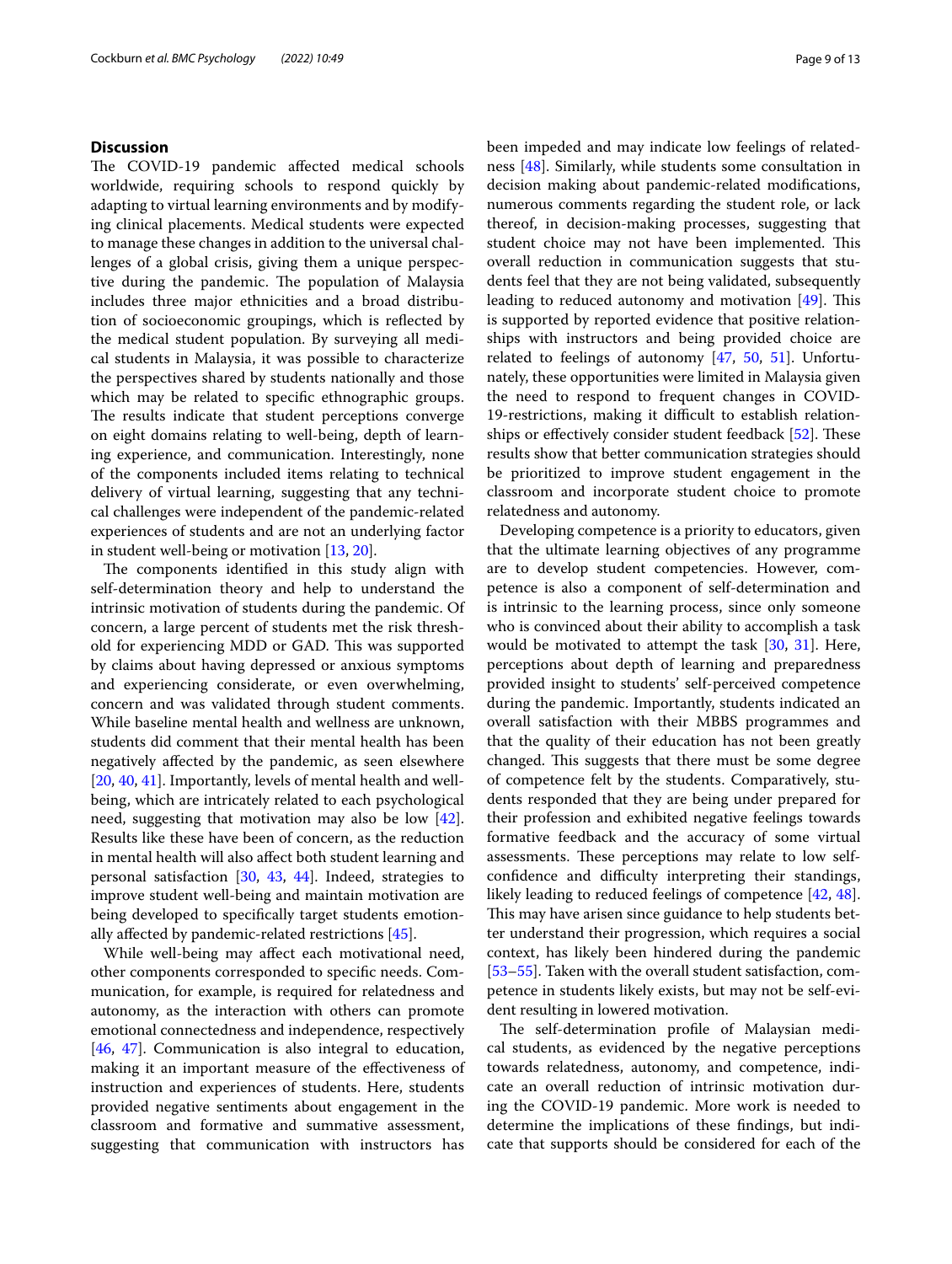## Discussion

The COVID-19 pandemic affected medical schools worldwide, requiring schools to respond quickly by adapting to virtual learning environments and by modifying clinical placements. Medical students were expected to manage these changes in addition to the universal challenges of a global crisis, giving them a unique perspective during the pandemic. The population of Malaysia includes three major ethnicities and a broad distribution of socioeconomic groupings, which is reflected by the medical student population. By surveying all medical students in Malaysia, it was possible to characterize the perspectives shared by students nationally and those which may be related to specific ethnographic groups. The results indicate that student perceptions converge on eight domains relating to well-being, depth of learning experience, and communication. Interestingly, none of the components included items relating to technical delivery of virtual learning, suggesting that any technical challenges were independent of the pandemic-related experiences of students and are not an underlying factor in student well-being or motivation [13, 20].

The components identified in this study align with self-determination theory and help to understand the intrinsic motivation of students during the pandemic. Of concern, a large percent of students met the risk threshold for experiencing MDD or GAD. This was supported by claims about having depressed or anxious symptoms and experiencing considerate, or even overwhelming, concern and was validated through student comments. While baseline mental health and wellness are unknown, students did comment that their mental health has been negatively affected by the pandemic, as seen elsewhere [20, 40, 41]. Importantly, levels of mental health and well-being, which are intricately related to each psychological need, suggesting that motivation may also be low [42]. Results like these have been of concern, as the reduction in mental health will also affect both student learning and personal satisfaction [30, 43, 44]. Indeed, strategies to improve student well-being and maintain motivation are being developed to specifically target students emotionally affected by pandemic-related restrictions [45].

While well-being may affect each motivational need, other components corresponded to specific needs. Communication, for example, is required for relatedness and autonomy, as the interaction with others can promote emotional connectedness and independence, respectively [46, 47]. Communication is also integral to education, making it an important measure of the effectiveness of instruction and experiences of students. Here, students provided negative sentiments about engagement in the classroom and formative and summative assessment, suggesting that communication with instructors has been impeded and may indicate low feelings of relatedness [48]. Similarly, while students some consultation in decision making about pandemic-related modifications, numerous comments regarding the student role, or lack thereof, in decision-making processes, suggesting that student choice may not have been implemented. This overall reduction in communication suggests that students feel that they are not being validated, subsequently leading to reduced autonomy and motivation [49]. This is supported by reported evidence that positive relationships with instructors and being provided choice are related to feelings of autonomy [47, 50, 51]. Unfortunately, these opportunities were limited in Malaysia given the need to respond to frequent changes in COVID-19-restrictions, making it difficult to establish relationships or effectively consider student feedback [52]. These results show that better communication strategies should be prioritized to improve student engagement in the classroom and incorporate student choice to promote relatedness and autonomy.

Developing competence is a priority to educators, given that the ultimate learning objectives of any programme are to develop student competencies. However, competence is also a component of self-determination and is intrinsic to the learning process, since only someone who is convinced about their ability to accomplish a task would be motivated to attempt the task [30, 31]. Here, perceptions about depth of learning and preparedness provided insight to students' self-perceived competence during the pandemic. Importantly, students indicated an overall satisfaction with their MBBS programmes and that the quality of their education has not been greatly changed. This suggests that there must be some degree of competence felt by the students. Comparatively, students responded that they are being under prepared for their profession and exhibited negative feelings towards formative feedback and the accuracy of some virtual assessments. These perceptions may relate to low self-confidence and difficulty interpreting their standings, likely leading to reduced feelings of competence [42, 48]. This may have arisen since guidance to help students better understand their progression, which requires a social context, has likely been hindered during the pandemic [53–55]. Taken with the overall student satisfaction, competence in students likely exists, but may not be self-evident resulting in lowered motivation.

The self-determination profile of Malaysian medical students, as evidenced by the negative perceptions towards relatedness, autonomy, and competence, indicate an overall reduction of intrinsic motivation during the COVID-19 pandemic. More work is needed to determine the implications of these findings, but indicate that supports should be considered for each of the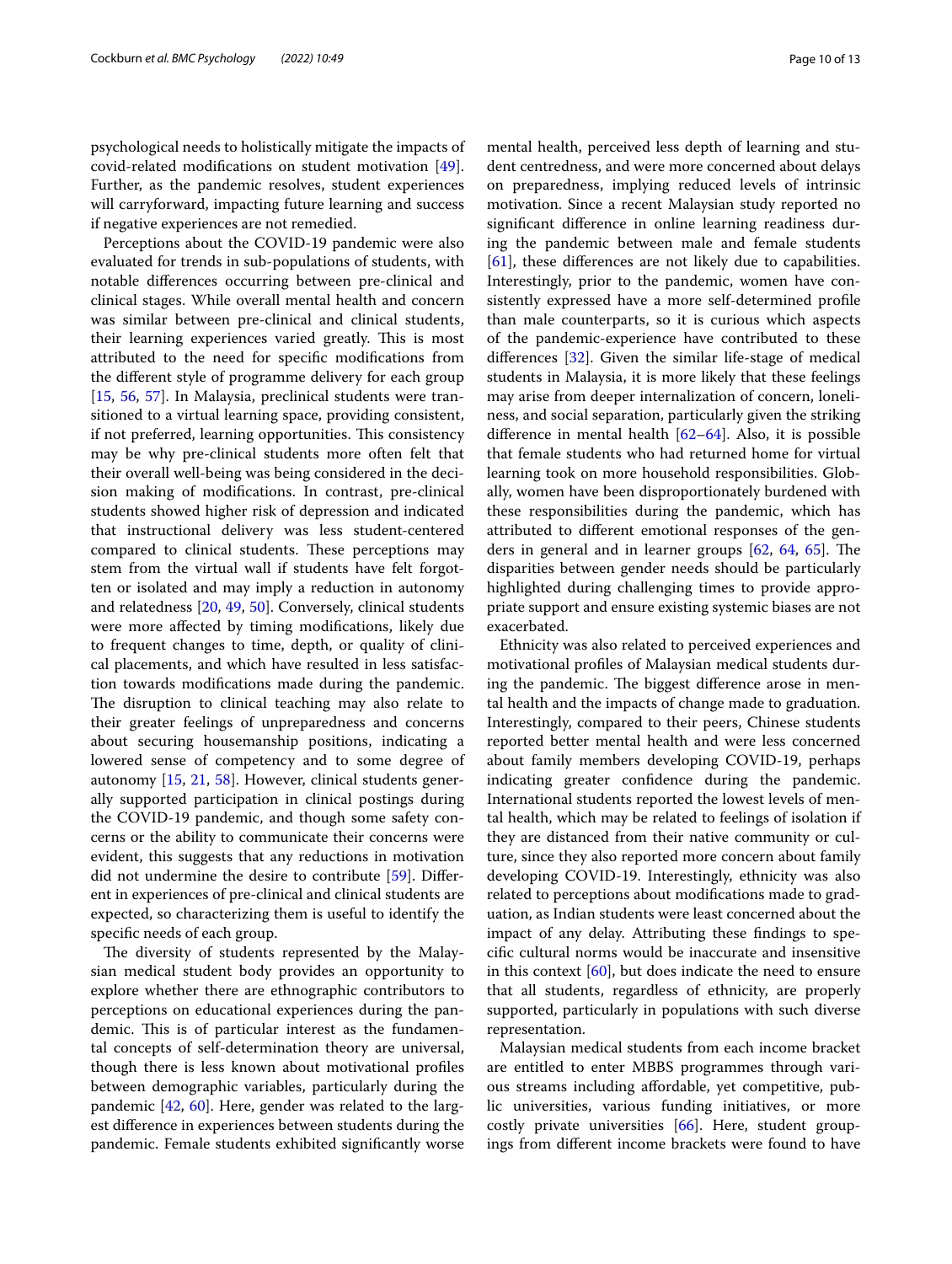psychological needs to holistically mitigate the impacts of covid-related modifications on student motivation [49]. Further, as the pandemic resolves, student experiences will carryforward, impacting future learning and success if negative experiences are not remedied.

Perceptions about the COVID-19 pandemic were also evaluated for trends in sub-populations of students, with notable differences occurring between pre-clinical and clinical stages. While overall mental health and concern was similar between pre-clinical and clinical students, their learning experiences varied greatly. This is most attributed to the need for specific modifications from the different style of programme delivery for each group [15, 56, 57]. In Malaysia, preclinical students were transitioned to a virtual learning space, providing consistent, if not preferred, learning opportunities. This consistency may be why pre-clinical students more often felt that their overall well-being was being considered in the decision making of modifications. In contrast, pre-clinical students showed higher risk of depression and indicated that instructional delivery was less student-centered compared to clinical students. These perceptions may stem from the virtual wall if students have felt forgotten or isolated and may imply a reduction in autonomy and relatedness [20, 49, 50]. Conversely, clinical students were more affected by timing modifications, likely due to frequent changes to time, depth, or quality of clinical placements, and which have resulted in less satisfaction towards modifications made during the pandemic. The disruption to clinical teaching may also relate to their greater feelings of unpreparedness and concerns about securing housemanship positions, indicating a lowered sense of competency and to some degree of autonomy [15, 21, 58]. However, clinical students generally supported participation in clinical postings during the COVID-19 pandemic, and though some safety concerns or the ability to communicate their concerns were evident, this suggests that any reductions in motivation did not undermine the desire to contribute [59]. Different in experiences of pre-clinical and clinical students are expected, so characterizing them is useful to identify the specific needs of each group.

The diversity of students represented by the Malaysian medical student body provides an opportunity to explore whether there are ethnographic contributors to perceptions on educational experiences during the pandemic. This is of particular interest as the fundamental concepts of self-determination theory are universal, though there is less known about motivational profiles between demographic variables, particularly during the pandemic [42, 60]. Here, gender was related to the largest difference in experiences between students during the pandemic. Female students exhibited significantly worse mental health, perceived less depth of learning and student centredness, and were more concerned about delays on preparedness, implying reduced levels of intrinsic motivation. Since a recent Malaysian study reported no significant difference in online learning readiness during the pandemic between male and female students [61], these differences are not likely due to capabilities. Interestingly, prior to the pandemic, women have consistently expressed have a more self-determined profile than male counterparts, so it is curious which aspects of the pandemic-experience have contributed to these differences [32]. Given the similar life-stage of medical students in Malaysia, it is more likely that these feelings may arise from deeper internalization of concern, loneliness, and social separation, particularly given the striking difference in mental health [62–64]. Also, it is possible that female students who had returned home for virtual learning took on more household responsibilities. Globally, women have been disproportionately burdened with these responsibilities during the pandemic, which has attributed to different emotional responses of the genders in general and in learner groups [62, 64, 65]. The disparities between gender needs should be particularly highlighted during challenging times to provide appropriate support and ensure existing systemic biases are not exacerbated.

Ethnicity was also related to perceived experiences and motivational profiles of Malaysian medical students during the pandemic. The biggest difference arose in mental health and the impacts of change made to graduation. Interestingly, compared to their peers, Chinese students reported better mental health and were less concerned about family members developing COVID-19, perhaps indicating greater confidence during the pandemic. International students reported the lowest levels of mental health, which may be related to feelings of isolation if they are distanced from their native community or culture, since they also reported more concern about family developing COVID-19. Interestingly, ethnicity was also related to perceptions about modifications made to graduation, as Indian students were least concerned about the impact of any delay. Attributing these findings to specific cultural norms would be inaccurate and insensitive in this context [60], but does indicate the need to ensure that all students, regardless of ethnicity, are properly supported, particularly in populations with such diverse representation.

Malaysian medical students from each income bracket are entitled to enter MBBS programmes through various streams including affordable, yet competitive, public universities, various funding initiatives, or more costly private universities [66]. Here, student groupings from different income brackets were found to have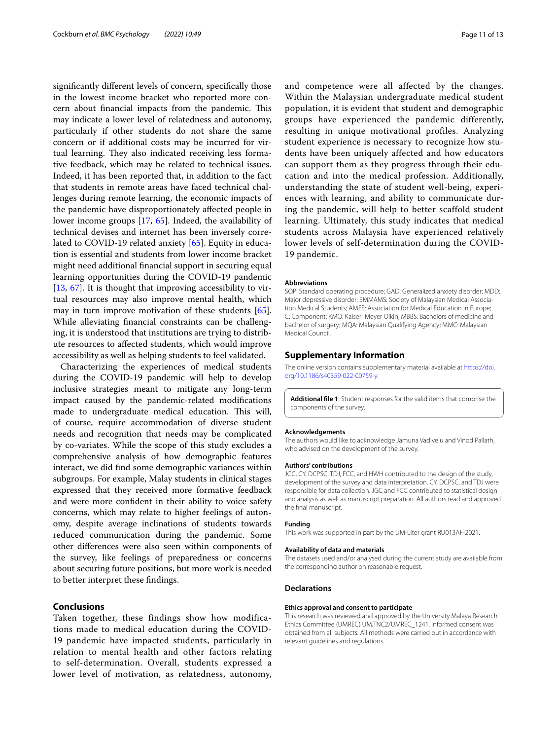significantly different levels of concern, specifically those in the lowest income bracket who reported more concern about financial impacts from the pandemic. This may indicate a lower level of relatedness and autonomy, particularly if other students do not share the same concern or if additional costs may be incurred for virtual learning. They also indicated receiving less formative feedback, which may be related to technical issues. Indeed, it has been reported that, in addition to the fact that students in remote areas have faced technical challenges during remote learning, the economic impacts of the pandemic have disproportionately affected people in lower income groups [17, 65]. Indeed, the availability of technical devises and internet has been inversely correlated to COVID-19 related anxiety [65]. Equity in education is essential and students from lower income bracket might need additional financial support in securing equal learning opportunities during the COVID-19 pandemic [13, 67]. It is thought that improving accessibility to virtual resources may also improve mental health, which may in turn improve motivation of these students [65]. While alleviating financial constraints can be challenging, it is understood that institutions are trying to distribute resources to affected students, which would improve accessibility as well as helping students to feel validated.

Characterizing the experiences of medical students during the COVID-19 pandemic will help to develop inclusive strategies meant to mitigate any long-term impact caused by the pandemic-related modifications made to undergraduate medical education. This will, of course, require accommodation of diverse student needs and recognition that needs may be complicated by co-variates. While the scope of this study excludes a comprehensive analysis of how demographic features interact, we did find some demographic variances within subgroups. For example, Malay students in clinical stages expressed that they received more formative feedback and were more confident in their ability to voice safety concerns, which may relate to higher feelings of autonomy, despite average inclinations of students towards reduced communication during the pandemic. Some other differences were also seen within components of the survey, like feelings of preparedness or concerns about securing future positions, but more work is needed to better interpret these findings.

## Conclusions

Taken together, these findings show how modifications made to medical education during the COVID-19 pandemic have impacted students, particularly in relation to mental health and other factors relating to self-determination. Overall, students expressed a lower level of motivation, as relatedness, autonomy, and competence were all affected by the changes. Within the Malaysian undergraduate medical student population, it is evident that student and demographic groups have experienced the pandemic differently, resulting in unique motivational profiles. Analyzing student experience is necessary to recognize how students have been uniquely affected and how educators can support them as they progress through their education and into the medical profession. Additionally, understanding the state of student well-being, experiences with learning, and ability to communicate during the pandemic, will help to better scaffold student learning. Ultimately, this study indicates that medical students across Malaysia have experienced relatively lower levels of self-determination during the COVID-19 pandemic.

#### Abbreviations

SOP: Standard operating procedure; GAD: Generalized anxiety disorder; MDD: Major depressive disorder; SMMAMS: Society of Malaysian Medical Association Medical Students; AMEE: Association for Medical Education in Europe; C: Component; KMO: Kaiser–Meyer Olkin; MBBS: Bachelors of medicine and bachelor of surgery; MQA: Malaysian Qualifying Agency; MMC: Malaysian Medical Council.

## Supplementary Information

The online version contains supplementary material available at https://doi.org/10.1186/s40359-022-00759-y.

**Additional file 1**. Student responses for the valid items that comprise the components of the survey.

#### Acknowledgements

The authors would like to acknowledge Jamuna Vadivelu and Vinod Pallath, who advised on the development of the survey.

#### Authors' contributions

JGC, CY, DCPSC, TDJ, FCC, and HWH contributed to the design of the study, development of the survey and data interpretation. CY, DCPSC, and TDJ were responsible for data collection. JGC and FCC contributed to statistical design and analysis as well as manuscript preparation. All authors read and approved the final manuscript.

#### Funding

This work was supported in part by the UM-Liter grant RU013AF-2021.

#### Availability of data and materials

The datasets used and/or analysed during the current study are available from the corresponding author on reasonable request.

### Declarations

#### Ethics approval and consent to participate

This research was reviewed and approved by the University Malaya Research Ethics Committee (UMREC) UM.TNC2/UMREC_1241. Informed consent was obtained from all subjects. All methods were carried out in accordance with relevant guidelines and regulations.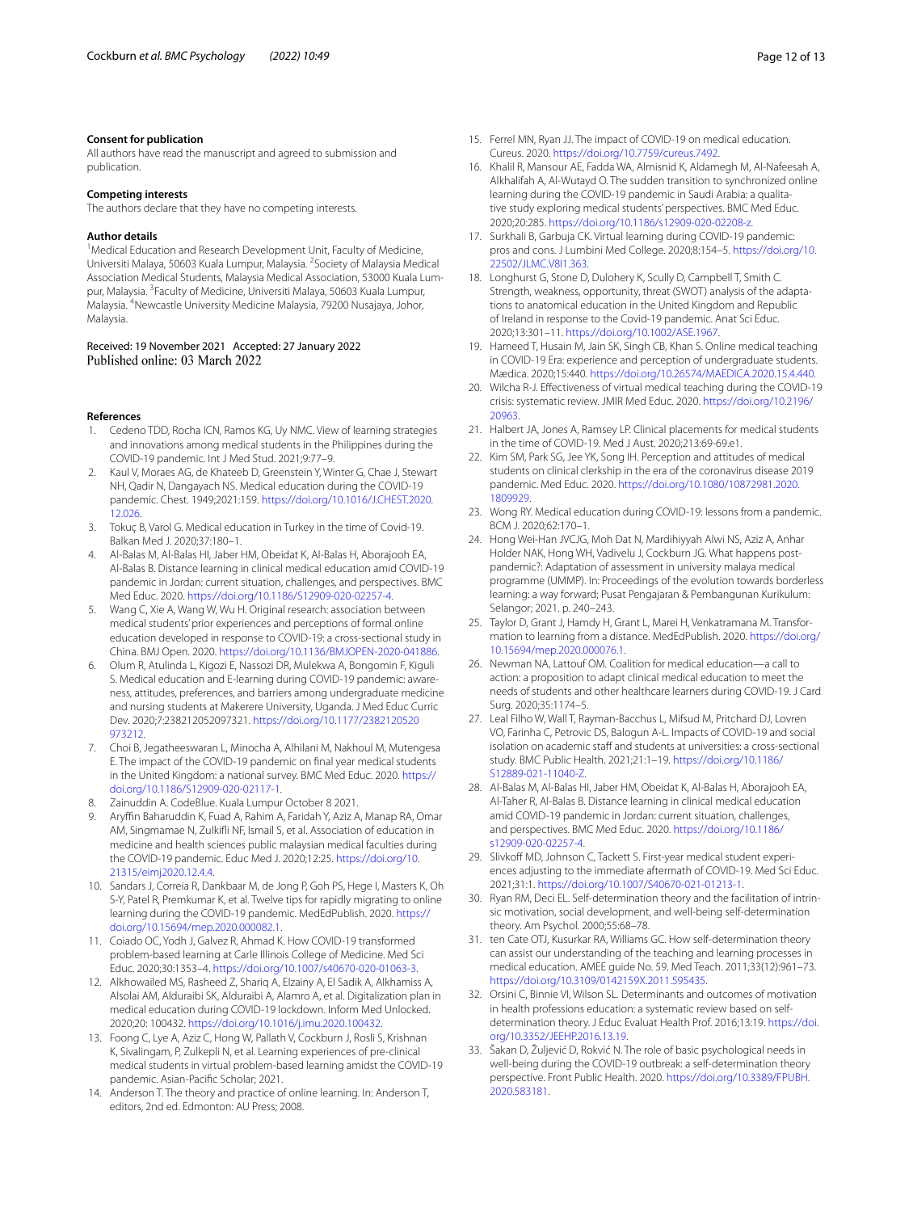### Consent for publication

All authors have read the manuscript and agreed to submission and publication.

### Competing interests

The authors declare that they have no competing interests.

### Author details

[1]Medical Education and Research Development Unit, Faculty of Medicine, Universiti Malaya, 50603 Kuala Lumpur, Malaysia. [2]Society of Malaysia Medical Association Medical Students, Malaysia Medical Association, 53000 Kuala Lumpur, Malaysia. [3]Faculty of Medicine, Universiti Malaya, 50603 Kuala Lumpur, Malaysia. [4]Newcastle University Medicine Malaysia, 79200 Nusajaya, Johor, Malaysia.

Received: 19 November 2021 Accepted: 27 January 2022
Published online: 03 March 2022

### References

1. Cedeno TDD, Rocha ICN, Ramos KG, Uy NMC. View of learning strategies and innovations among medical students in the Philippines during the COVID-19 pandemic. Int J Med Stud. 2021;9:77–9.
2. Kaul V, Moraes AG, de Khateeb D, Greenstein Y, Winter G, Chae J, Stewart NH, Qadir N, Dangayach NS. Medical education during the COVID-19 pandemic. Chest. 1949;2021:159. https://doi.org/10.1016/J.CHEST.2020.12.026.
3. Tokuç B, Varol G. Medical education in Turkey in the time of Covid-19. Balkan Med J. 2020;37:180–1.
4. Al-Balas M, Al-Balas HI, Jaber HM, Obeidat K, Al-Balas H, Aborajooh EA, Al-Balas B. Distance learning in clinical medical education amid COVID-19 pandemic in Jordan: current situation, challenges, and perspectives. BMC Med Educ. 2020. https://doi.org/10.1186/S12909-020-02257-4.
5. Wang C, Xie A, Wang W, Wu H. Original research: association between medical students' prior experiences and perceptions of formal online education developed in response to COVID-19: a cross-sectional study in China. BMJ Open. 2020. https://doi.org/10.1136/BMJOPEN-2020-041886.
6. Olum R, Atulinda L, Kigozi E, Nassozi DR, Mulekwa A, Bongomin F, Kiguli S. Medical education and E-learning during COVID-19 pandemic: awareness, attitudes, preferences, and barriers among undergraduate medicine and nursing students at Makerere University, Uganda. J Med Educ Curric Dev. 2020;7:238212052097321. https://doi.org/10.1177/2382120520973212.
7. Choi B, Jegatheeswaran L, Minocha A, Alhilani M, Nakhoul M, Mutengesa E. The impact of the COVID-19 pandemic on final year medical students in the United Kingdom: a national survey. BMC Med Educ. 2020. https://doi.org/10.1186/S12909-020-02117-1.
8. Zainuddin A. CodeBlue. Kuala Lumpur October 8 2021.
9. Aryffin Baharuddin K, Fuad A, Rahim A, Faridah Y, Aziz A, Manap RA, Omar AM, Singmamae N, Zulkifli NF, Ismail S, et al. Association of education in medicine and health sciences public malaysian medical faculties during the COVID-19 pandemic. Educ Med J. 2020;12:25. https://doi.org/10.21315/eimj2020.12.4.4.
10. Sandars J, Correia R, Dankbaar M, de Jong P, Goh PS, Hege I, Masters K, Oh S-Y, Patel R, Premkumar K, et al. Twelve tips for rapidly migrating to online learning during the COVID-19 pandemic. MedEdPublish. 2020. https://doi.org/10.15694/mep.2020.000082.1.
11. Coiado OC, Yodh J, Galvez R, Ahmad K. How COVID-19 transformed problem-based learning at Carle Illinois College of Medicine. Med Sci Educ. 2020;30:1353–4. https://doi.org/10.1007/s40670-020-01063-3.
12. Alkhowailed MS, Rasheed Z, Shariq A, Elzainy A, El Sadik A, Alkhamiss A, Alsolai AM, Alduraibi SK, Alduraibi A, Alamro A, et al. Digitalization plan in medical education during COVID-19 lockdown. Inform Med Unlocked. 2020;20: 100432. https://doi.org/10.1016/j.imu.2020.100432.
13. Foong C, Lye A, Aziz C, Hong W, Pallath V, Cockburn J, Rosli S, Krishnan K, Sivalingam, P, Zulkepli N, et al. Learning experiences of pre-clinical medical students in virtual problem-based learning amidst the COVID-19 pandemic. Asian-Pacific Scholar; 2021.
14. Anderson T. The theory and practice of online learning. In: Anderson T, editors, 2nd ed. Edmonton: AU Press; 2008.
15. Ferrel MN, Ryan JJ. The impact of COVID-19 on medical education. Cureus. 2020. https://doi.org/10.7759/cureus.7492.
16. Khalil R, Mansour AE, Fadda WA, Almisnid K, Aldamegh M, Al-Nafeesah A, Alkhalifah A, Al-Wutayd O. The sudden transition to synchronized online learning during the COVID-19 pandemic in Saudi Arabia: a qualitative study exploring medical students' perspectives. BMC Med Educ. 2020;20:285. https://doi.org/10.1186/s12909-020-02208-z.
17. Surkhali B, Garbuja CK. Virtual learning during COVID-19 pandemic: pros and cons. J Lumbini Med College. 2020;8:154–5. https://doi.org/10.22502/JLMC.V8I1.363.
18. Longhurst G, Stone D, Dulohery K, Scully D, Campbell T, Smith C. Strength, weakness, opportunity, threat (SWOT) analysis of the adaptations to anatomical education in the United Kingdom and Republic of Ireland in response to the Covid-19 pandemic. Anat Sci Educ. 2020;13:301–11. https://doi.org/10.1002/ASE.1967.
19. Hameed T, Husain M, Jain SK, Singh CB, Khan S. Online medical teaching in COVID-19 Era: experience and perception of undergraduate students. Mædica. 2020;15:440. https://doi.org/10.26574/MAEDICA.2020.15.4.440.
20. Wilcha R-J. Effectiveness of virtual medical teaching during the COVID-19 crisis: systematic review. JMIR Med Educ. 2020. https://doi.org/10.2196/20963.
21. Halbert JA, Jones A, Ramsey LP. Clinical placements for medical students in the time of COVID-19. Med J Aust. 2020;213:69-69.e1.
22. Kim SM, Park SG, Jee YK, Song IH. Perception and attitudes of medical students on clinical clerkship in the era of the coronavirus disease 2019 pandemic. Med Educ. 2020. https://doi.org/10.1080/10872981.2020.1809929.
23. Wong RY. Medical education during COVID-19: lessons from a pandemic. BCM J. 2020;62:170–1.
24. Hong Wei-Han JVCJG, Moh Dat N, Mardihiyyah Alwi NS, Aziz A, Anhar Holder NAK, Hong WH, Vadivelu J, Cockburn JG. What happens post-pandemic?: Adaptation of assessment in university malaya medical programme (UMMP). In: Proceedings of the evolution towards borderless learning: a way forward; Pusat Pengajaran & Pembangunan Kurikulum: Selangor; 2021. p. 240–243.
25. Taylor D, Grant J, Hamdy H, Grant L, Marei H, Venkatramana M. Transformation to learning from a distance. MedEdPublish. 2020. https://doi.org/10.15694/mep.2020.000076.1.
26. Newman NA, Lattouf OM. Coalition for medical education—a call to action: a proposition to adapt clinical medical education to meet the needs of students and other healthcare learners during COVID-19. J Card Surg. 2020;35:1174–5.
27. Leal Filho W, Wall T, Rayman-Bacchus L, Mifsud M, Pritchard DJ, Lovren VO, Farinha C, Petrovic DS, Balogun A-L. Impacts of COVID-19 and social isolation on academic staff and students at universities: a cross-sectional study. BMC Public Health. 2021;21:1–19. https://doi.org/10.1186/S12889-021-11040-Z.
28. Al-Balas M, Al-Balas HI, Jaber HM, Obeidat K, Al-Balas H, Aborajooh EA, Al-Taher R, Al-Balas B. Distance learning in clinical medical education amid COVID-19 pandemic in Jordan: current situation, challenges, and perspectives. BMC Med Educ. 2020. https://doi.org/10.1186/s12909-020-02257-4.
29. Slivkoff MD, Johnson C, Tackett S. First-year medical student experiences adjusting to the immediate aftermath of COVID-19. Med Sci Educ. 2021;31:1. https://doi.org/10.1007/S40670-021-01213-1.
30. Ryan RM, Deci EL. Self-determination theory and the facilitation of intrinsic motivation, social development, and well-being self-determination theory. Am Psychol. 2000;55:68–78.
31. ten Cate OTJ, Kusurkar RA, Williams GC. How self-determination theory can assist our understanding of the teaching and learning processes in medical education. AMEE guide No. 59. Med Teach. 2011;33(12):961–73. https://doi.org/10.3109/0142159X.2011.595435.
32. Orsini C, Binnie VI, Wilson SL. Determinants and outcomes of motivation in health professions education: a systematic review based on self-determination theory. J Educ Evaluat Health Prof. 2016;13:19. https://doi.org/10.3352/JEEHP.2016.13.19.
33. Šakan D, Žuljević D, Rokvić N. The role of basic psychological needs in well-being during the COVID-19 outbreak: a self-determination theory perspective. Front Public Health. 2020. https://doi.org/10.3389/FPUBH.2020.583181.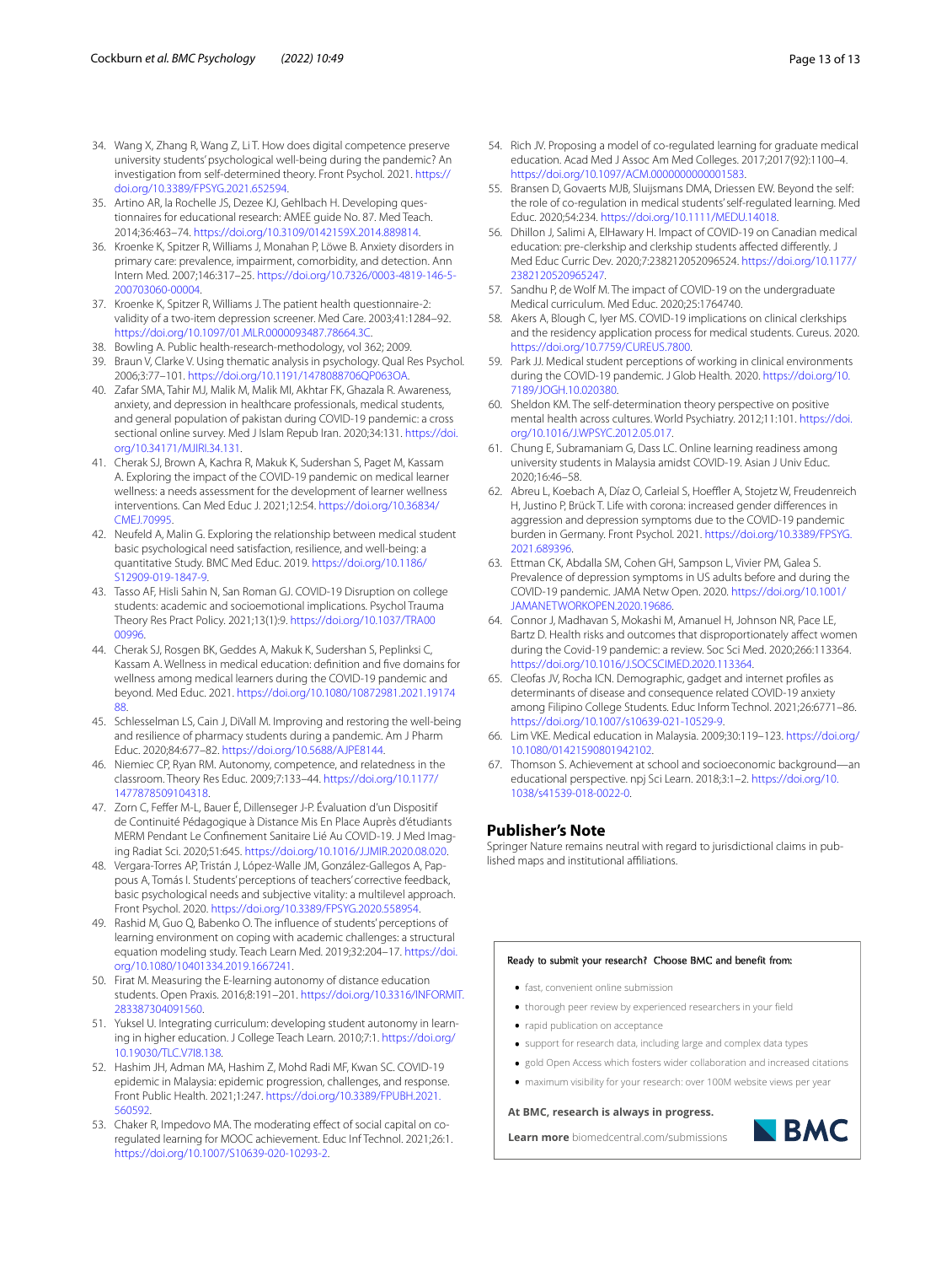34. Wang X, Zhang R, Wang Z, Li T. How does digital competence preserve university students' psychological well-being during the pandemic? An investigation from self-determined theory. Front Psychol. 2021. https://doi.org/10.3389/FPSYG.2021.652594.
35. Artino AR, la Rochelle JS, Dezee KJ, Gehlbach H. Developing questionnaires for educational research: AMEE guide No. 87. Med Teach. 2014;36:463–74. https://doi.org/10.3109/0142159X.2014.889814.
36. Kroenke K, Spitzer R, Williams J, Monahan P, Löwe B. Anxiety disorders in primary care: prevalence, impairment, comorbidity, and detection. Ann Intern Med. 2007;146:317–25. https://doi.org/10.7326/0003-4819-146-5-200703060-00004.
37. Kroenke K, Spitzer R, Williams J. The patient health questionnaire-2: validity of a two-item depression screener. Med Care. 2003;41:1284–92. https://doi.org/10.1097/01.MLR.0000093487.78664.3C.
38. Bowling A. Public health-research-methodology, vol 362; 2009.
39. Braun V, Clarke V. Using thematic analysis in psychology. Qual Res Psychol. 2006;3:77–101. https://doi.org/10.1191/1478088706QP063OA.
40. Zafar SMA, Tahir MJ, Malik M, Malik MI, Akhtar FK, Ghazala R. Awareness, anxiety, and depression in healthcare professionals, medical students, and general population of pakistan during COVID-19 pandemic: a cross sectional online survey. Med J Islam Repub Iran. 2020;34:131. https://doi.org/10.34171/MJIRI.34.131.
41. Cherak SJ, Brown A, Kachra R, Makuk K, Sudershan S, Paget M, Kassam A. Exploring the impact of the COVID-19 pandemic on medical learner wellness: a needs assessment for the development of learner wellness interventions. Can Med Educ J. 2021;12:54. https://doi.org/10.36834/CMEJ.70995.
42. Neufeld A, Malin G. Exploring the relationship between medical student basic psychological need satisfaction, resilience, and well-being: a quantitative Study. BMC Med Educ. 2019. https://doi.org/10.1186/S12909-019-1847-9.
43. Tasso AF, Hisli Sahin N, San Roman GJ. COVID-19 Disruption on college students: academic and socioemotional implications. Psychol Trauma Theory Res Pract Policy. 2021;13(1):9. https://doi.org/10.1037/TRA0000996.
44. Cherak SJ, Rosgen BK, Geddes A, Makuk K, Sudershan S, Peplinksi C, Kassam A. Wellness in medical education: definition and five domains for wellness among medical learners during the COVID-19 pandemic and beyond. Med Educ. 2021. https://doi.org/10.1080/10872981.2021.1917488.
45. Schlesselman LS, Cain J, DiVall M. Improving and restoring the well-being and resilience of pharmacy students during a pandemic. Am J Pharm Educ. 2020;84:677–82. https://doi.org/10.5688/AJPE8144.
46. Niemiec CP, Ryan RM. Autonomy, competence, and relatedness in the classroom. Theory Res Educ. 2009;7:133–44. https://doi.org/10.1177/1477878509104318.
47. Zorn C, Feffer M-L, Bauer É, Dillenseger J-P. Évaluation d'un Dispositif de Continuité Pédagogique à Distance Mis En Place Auprès d'étudiants MERM Pendant Le Confinement Sanitaire Lié Au COVID-19. J Med Imaging Radiat Sci. 2020;51:645. https://doi.org/10.1016/J.JMIR.2020.08.020.
48. Vergara-Torres AP, Tristán J, López-Walle JM, González-Gallegos A, Pappous A, Tomás I. Students' perceptions of teachers' corrective feedback, basic psychological needs and subjective vitality: a multilevel approach. Front Psychol. 2020. https://doi.org/10.3389/FPSYG.2020.558954.
49. Rashid M, Guo Q, Babenko O. The influence of students' perceptions of learning environment on coping with academic challenges: a structural equation modeling study. Teach Learn Med. 2019;32:204–17. https://doi.org/10.1080/10401334.2019.1667241.
50. Firat M. Measuring the E-learning autonomy of distance education students. Open Praxis. 2016;8:191–201. https://doi.org/10.3316/INFORMIT.283387304091560.
51. Yuksel U. Integrating curriculum: developing student autonomy in learning in higher education. J College Teach Learn. 2010;7:1. https://doi.org/10.19030/TLC.V7I8.138.
52. Hashim JH, Adman MA, Hashim Z, Mohd Radi MF, Kwan SC. COVID-19 epidemic in Malaysia: epidemic progression, challenges, and response. Front Public Health. 2021;1:247. https://doi.org/10.3389/FPUBH.2021.560592.
53. Chaker R, Impedovo MA. The moderating effect of social capital on co-regulated learning for MOOC achievement. Educ Inf Technol. 2021;26:1. https://doi.org/10.1007/S10639-020-10293-2.
54. Rich JV. Proposing a model of co-regulated learning for graduate medical education. Acad Med J Assoc Am Med Colleges. 2017;2017(92):1100–4. https://doi.org/10.1097/ACM.0000000000001583.
55. Bransen D, Govaerts MJB, Sluijsmans DMA, Driessen EW. Beyond the self: the role of co-regulation in medical students' self-regulated learning. Med Educ. 2020;54:234. https://doi.org/10.1111/MEDU.14018.
56. Dhillon J, Salimi A, ElHawary H. Impact of COVID-19 on Canadian medical education: pre-clerkship and clerkship students affected differently. J Med Educ Curric Dev. 2020;7:238212052096524. https://doi.org/10.1177/2382120520965247.
57. Sandhu P, de Wolf M. The impact of COVID-19 on the undergraduate Medical curriculum. Med Educ. 2020;25:1764740.
58. Akers A, Blough C, Iyer MS. COVID-19 implications on clinical clerkships and the residency application process for medical students. Cureus. 2020. https://doi.org/10.7759/CUREUS.7800.
59. Park JJ. Medical student perceptions of working in clinical environments during the COVID-19 pandemic. J Glob Health. 2020. https://doi.org/10.7189/JOGH.10.020380.
60. Sheldon KM. The self-determination theory perspective on positive mental health across cultures. World Psychiatry. 2012;11:101. https://doi.org/10.1016/J.WPSYC.2012.05.017.
61. Chung E, Subramaniam G, Dass LC. Online learning readiness among university students in Malaysia amidst COVID-19. Asian J Univ Educ. 2020;16:46–58.
62. Abreu L, Koebach A, Díaz O, Carleial S, Hoeffler A, Stojetz W, Freudenreich H, Justino P, Brück T. Life with corona: increased gender differences in aggression and depression symptoms due to the COVID-19 pandemic burden in Germany. Front Psychol. 2021. https://doi.org/10.3389/FPSYG.2021.689396.
63. Ettman CK, Abdalla SM, Cohen GH, Sampson L, Vivier PM, Galea S. Prevalence of depression symptoms in US adults before and during the COVID-19 pandemic. JAMA Netw Open. 2020. https://doi.org/10.1001/JAMANETWORKOPEN.2020.19686.
64. Connor J, Madhavan S, Mokashi M, Amanuel H, Johnson NR, Pace LE, Bartz D. Health risks and outcomes that disproportionately affect women during the Covid-19 pandemic: a review. Soc Sci Med. 2020;266:113364. https://doi.org/10.1016/J.SOCSCIMED.2020.113364.
65. Cleofas JV, Rocha ICN. Demographic, gadget and internet profiles as determinants of disease and consequence related COVID-19 anxiety among Filipino College Students. Educ Inform Technol. 2021;26:6771–86. https://doi.org/10.1007/s10639-021-10529-9.
66. Lim VKE. Medical education in Malaysia. 2009;30:119–123. https://doi.org/10.1080/01421590801942102.
67. Thomson S. Achievement at school and socioeconomic background—an educational perspective. npj Sci Learn. 2018;3:1–2. https://doi.org/10.1038/s41539-018-0022-0.

## Publisher's Note

Springer Nature remains neutral with regard to jurisdictional claims in published maps and institutional affiliations.

Ready to submit your research? Choose BMC and benefit from:

- fast, convenient online submission
- thorough peer review by experienced researchers in your field
- rapid publication on acceptance
- support for research data, including large and complex data types
- gold Open Access which fosters wider collaboration and increased citations
- maximum visibility for your research: over 100M website views per year

**At BMC, research is always in progress.**

**Learn more** biomedcentral.com/submissions